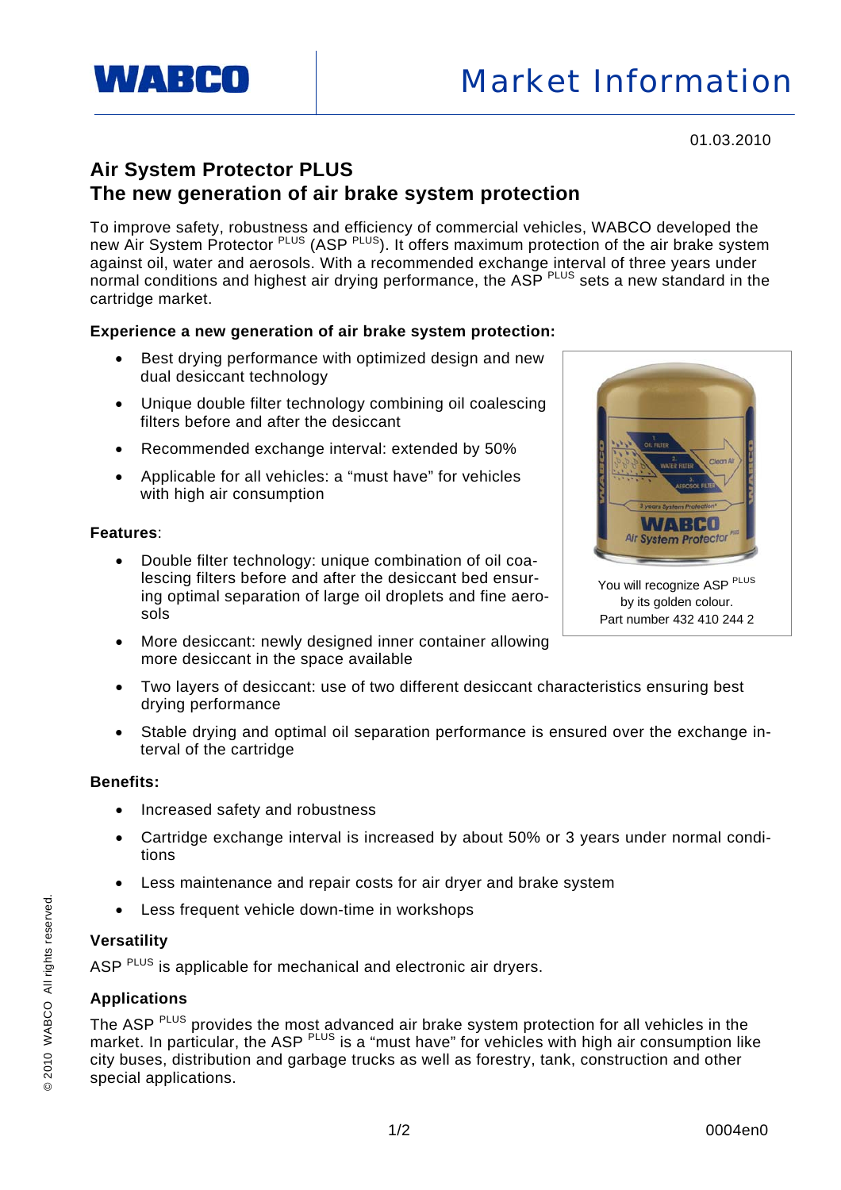**WABCO** Market Information

01.03.2010

# Air System Protector PLUS
## The new generation of air brake system protection

To improve safety, robustness and efficiency of commercial vehicles, WABCO developed the new Air System Protector $^{PLUS}$ (ASP $^{PLUS}$). It offers maximum protection of the air brake system against oil, water and aerosols. With a recommended exchange interval of three years under normal conditions and highest air drying performance, the ASP $^{PLUS}$ sets a new standard in the cartridge market.

**Experience a new generation of air brake system protection:**

- Best drying performance with optimized design and new dual desiccant technology
- Unique double filter technology combining oil coalescing filters before and after the desiccant
- Recommended exchange interval: extended by 50%
- Applicable for all vehicles: a "must have" for vehicles with high air consumption

You will recognize ASP $^{PLUS}$ by its golden colour.
Part number 432 410 244 2

**Features**:

- Double filter technology: unique combination of oil coalescing filters before and after the desiccant bed ensuring optimal separation of large oil droplets and fine aerosols
- More desiccant: newly designed inner container allowing more desiccant in the space available
- Two layers of desiccant: use of two different desiccant characteristics ensuring best drying performance
- Stable drying and optimal oil separation performance is ensured over the exchange interval of the cartridge

**Benefits:**

- Increased safety and robustness
- Cartridge exchange interval is increased by about 50% or 3 years under normal conditions
- Less maintenance and repair costs for air dryer and brake system
- Less frequent vehicle down-time in workshops

**Versatility**

ASP $^{PLUS}$ is applicable for mechanical and electronic air dryers.

**Applications**

The ASP $^{PLUS}$ provides the most advanced air brake system protection for all vehicles in the market. In particular, the ASP $^{PLUS}$ is a "must have" for vehicles with high air consumption like city buses, distribution and garbage trucks as well as forestry, tank, construction and other special applications.

© 2010 WABCO All rights reserved.

0004en0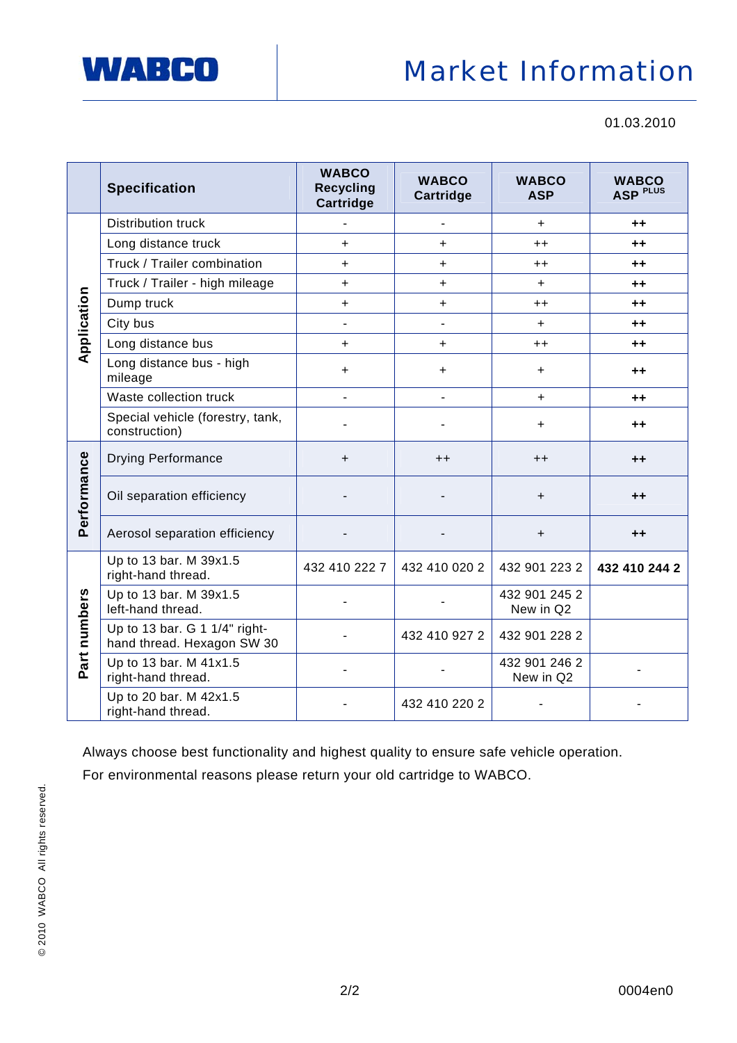01.03.2010

| | Specification | WABCO Recycling Cartridge | WABCO Cartridge | WABCO ASP | **WABCO ASP PLUS** |
|---|---|---|---|---|---|
| **Application** | Distribution truck | - | - | + | **++** |
| | Long distance truck | + | + | ++ | **++** |
| | Truck / Trailer combination | + | + | ++ | **++** |
| | Truck / Trailer - high mileage | + | + | + | **++** |
| | Dump truck | + | + | ++ | **++** |
| | City bus | - | - | + | **++** |
| | Long distance bus | + | + | ++ | **++** |
| | Long distance bus - high mileage | + | + | + | **++** |
| | Waste collection truck | - | - | + | **++** |
| | Special vehicle (forestry, tank, construction) | - | - | + | **++** |
| **Performance** | Drying Performance | + | ++ | ++ | **++** |
| | Oil separation efficiency | - | - | + | **++** |
| | Aerosol separation efficiency | - | - | + | **++** |
| **Part numbers** | Up to 13 bar. M 39x1.5 right-hand thread. | 432 410 222 7 | 432 410 020 2 | 432 901 223 2 | **432 410 244 2** |
| | Up to 13 bar. M 39x1.5 left-hand thread. | - | - | 432 901 245 2 New in Q2 | |
| | Up to 13 bar. G 1 1/4" right-hand thread. Hexagon SW 30 | - | 432 410 927 2 | 432 901 228 2 | |
| | Up to 13 bar. M 41x1.5 right-hand thread. | - | - | 432 901 246 2 New in Q2 | - |
| | Up to 20 bar. M 42x1.5 right-hand thread. | - | 432 410 220 2 | - | - |

Always choose best functionality and highest quality to ensure safe vehicle operation.

For environmental reasons please return your old cartridge to WABCO.

© 2010 WABCO All rights reserved.

0004en0